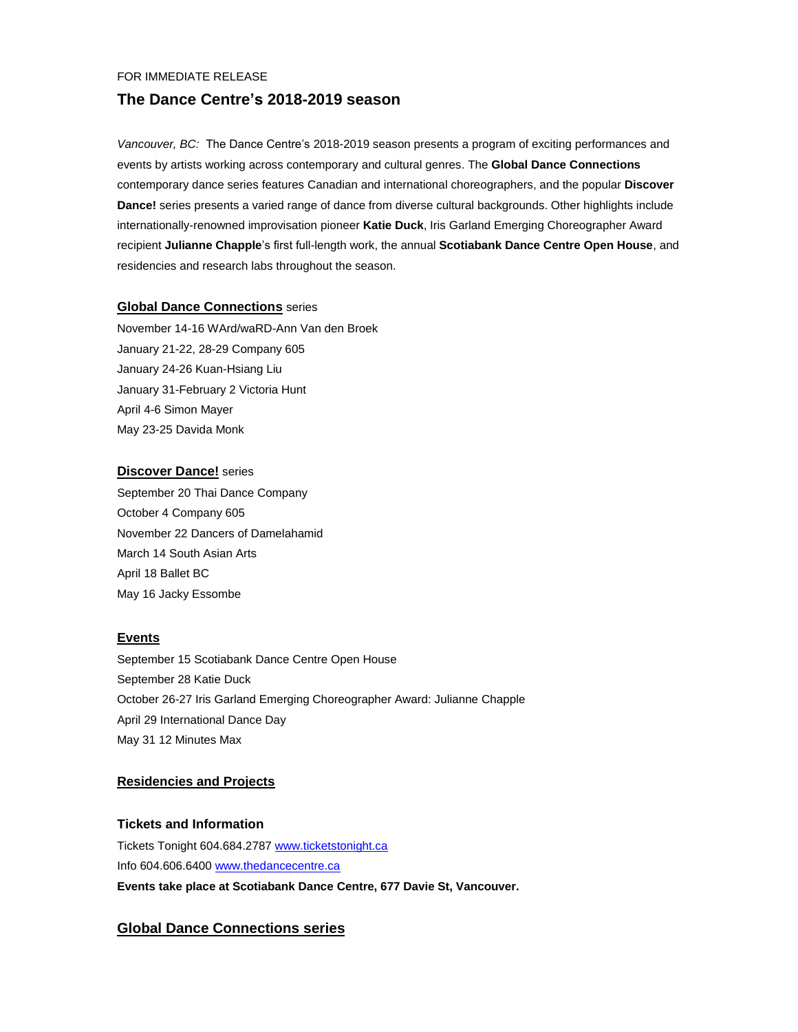FOR IMMEDIATE RELEASE

# The Dance Centre's 2018-2019 season

*Vancouver, BC:* The Dance Centre's 2018-2019 season presents a program of exciting performances and events by artists working across contemporary and cultural genres. The **Global Dance Connections** contemporary dance series features Canadian and international choreographers, and the popular **Discover Dance!** series presents a varied range of dance from diverse cultural backgrounds. Other highlights include internationally-renowned improvisation pioneer **Katie Duck**, Iris Garland Emerging Choreographer Award recipient **Julianne Chapple**'s first full-length work, the annual **Scotiabank Dance Centre Open House**, and residencies and research labs throughout the season.

**Global Dance Connections** series

November 14-16 WArd/waRD-Ann Van den Broek
January 21-22, 28-29 Company 605
January 24-26 Kuan-Hsiang Liu
January 31-February 2 Victoria Hunt
April 4-6 Simon Mayer
May 23-25 Davida Monk

**Discover Dance!** series

September 20 Thai Dance Company
October 4 Company 605
November 22 Dancers of Damelahamid
March 14 South Asian Arts
April 18 Ballet BC
May 16 Jacky Essombe

**Events**

September 15 Scotiabank Dance Centre Open House
September 28 Katie Duck
October 26-27 Iris Garland Emerging Choreographer Award: Julianne Chapple
April 29 International Dance Day
May 31 12 Minutes Max

**Residencies and Projects**

**Tickets and Information**

Tickets Tonight 604.684.2787 www.ticketstonight.ca
Info 604.606.6400 www.thedancecentre.ca
**Events take place at Scotiabank Dance Centre, 677 Davie St, Vancouver.**

## Global Dance Connections series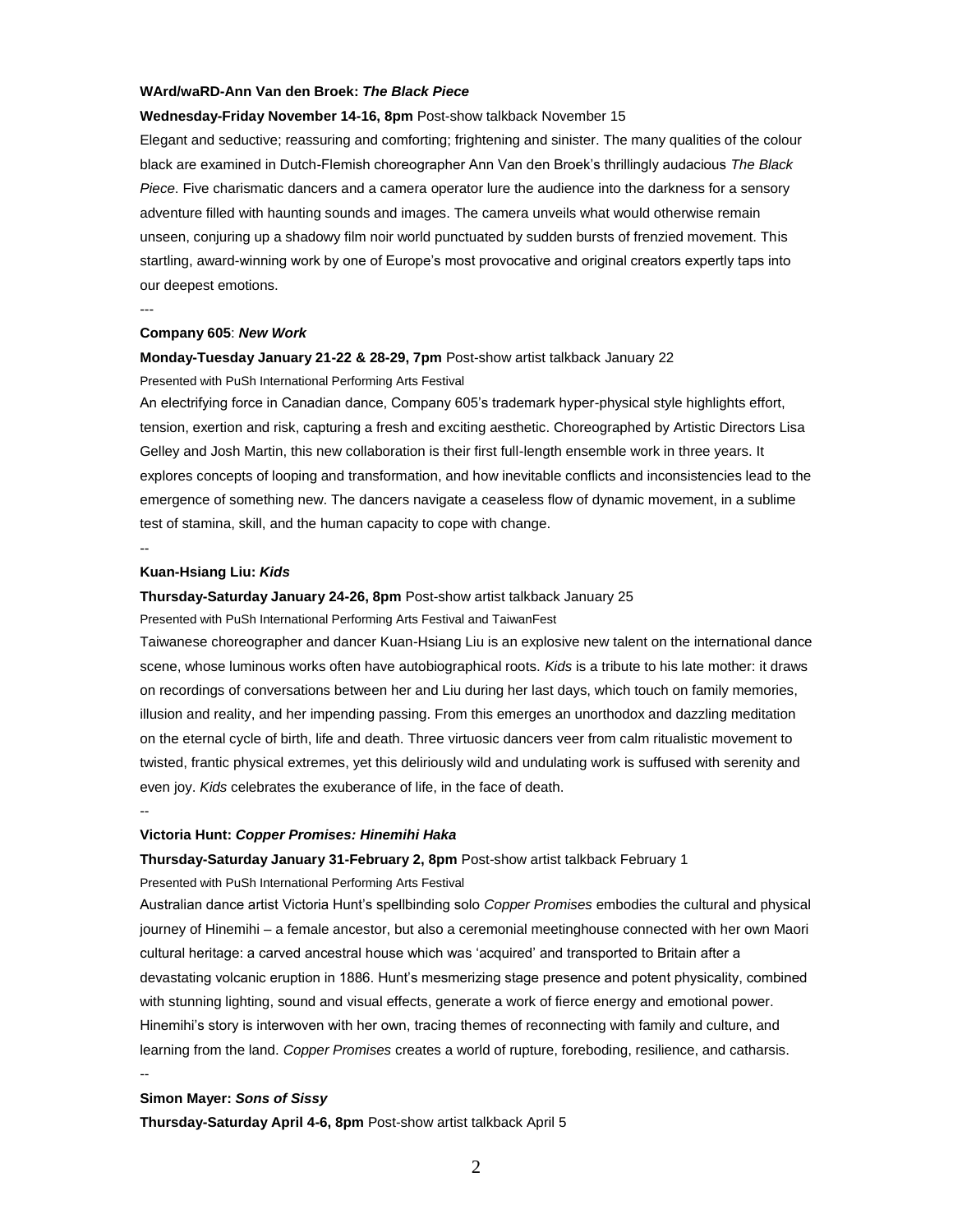**WArd/waRD-Ann Van den Broek: *The Black Piece***

**Wednesday-Friday November 14-16, 8pm** Post-show talkback November 15

Elegant and seductive; reassuring and comforting; frightening and sinister. The many qualities of the colour black are examined in Dutch-Flemish choreographer Ann Van den Broek's thrillingly audacious *The Black Piece*. Five charismatic dancers and a camera operator lure the audience into the darkness for a sensory adventure filled with haunting sounds and images. The camera unveils what would otherwise remain unseen, conjuring up a shadowy film noir world punctuated by sudden bursts of frenzied movement. This startling, award-winning work by one of Europe's most provocative and original creators expertly taps into our deepest emotions.

---

**Company 605**: ***New Work***

**Monday-Tuesday January 21-22 & 28-29, 7pm** Post-show artist talkback January 22

Presented with PuSh International Performing Arts Festival

An electrifying force in Canadian dance, Company 605's trademark hyper-physical style highlights effort, tension, exertion and risk, capturing a fresh and exciting aesthetic. Choreographed by Artistic Directors Lisa Gelley and Josh Martin, this new collaboration is their first full-length ensemble work in three years. It explores concepts of looping and transformation, and how inevitable conflicts and inconsistencies lead to the emergence of something new. The dancers navigate a ceaseless flow of dynamic movement, in a sublime test of stamina, skill, and the human capacity to cope with change.

--

**Kuan-Hsiang Liu: *Kids***

**Thursday-Saturday January 24-26, 8pm** Post-show artist talkback January 25

Presented with PuSh International Performing Arts Festival and TaiwanFest

Taiwanese choreographer and dancer Kuan-Hsiang Liu is an explosive new talent on the international dance scene, whose luminous works often have autobiographical roots. *Kids* is a tribute to his late mother: it draws on recordings of conversations between her and Liu during her last days, which touch on family memories, illusion and reality, and her impending passing. From this emerges an unorthodox and dazzling meditation on the eternal cycle of birth, life and death. Three virtuosic dancers veer from calm ritualistic movement to twisted, frantic physical extremes, yet this deliriously wild and undulating work is suffused with serenity and even joy. *Kids* celebrates the exuberance of life, in the face of death.

--

**Victoria Hunt: *Copper Promises: Hinemihi Haka***

**Thursday-Saturday January 31-February 2, 8pm** Post-show artist talkback February 1

Presented with PuSh International Performing Arts Festival

Australian dance artist Victoria Hunt's spellbinding solo *Copper Promises* embodies the cultural and physical journey of Hinemihi – a female ancestor, but also a ceremonial meetinghouse connected with her own Maori cultural heritage: a carved ancestral house which was 'acquired' and transported to Britain after a devastating volcanic eruption in 1886. Hunt's mesmerizing stage presence and potent physicality, combined with stunning lighting, sound and visual effects, generate a work of fierce energy and emotional power. Hinemihi's story is interwoven with her own, tracing themes of reconnecting with family and culture, and learning from the land. *Copper Promises* creates a world of rupture, foreboding, resilience, and catharsis.

--

**Simon Mayer: *Sons of Sissy***

**Thursday-Saturday April 4-6, 8pm** Post-show artist talkback April 5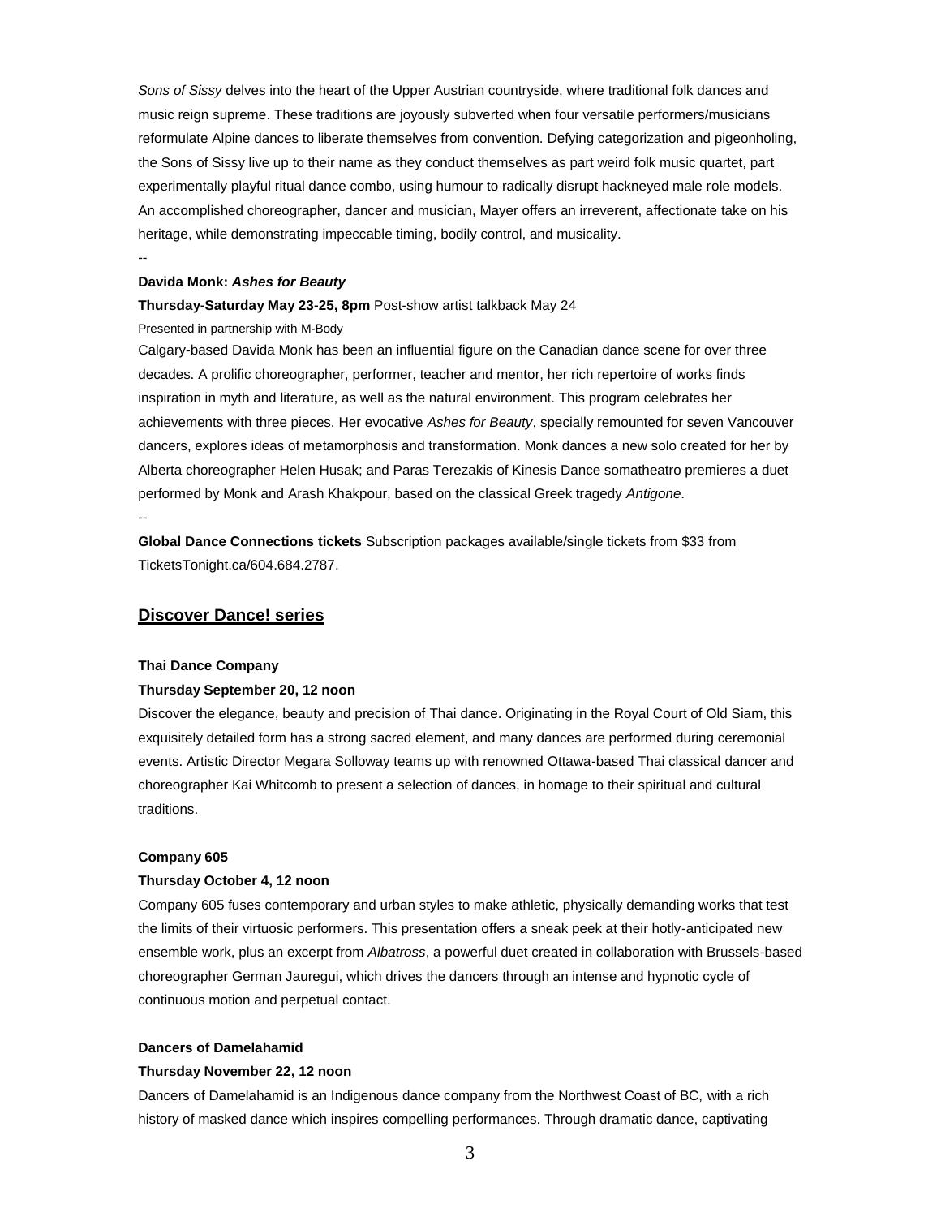*Sons of Sissy* delves into the heart of the Upper Austrian countryside, where traditional folk dances and music reign supreme. These traditions are joyously subverted when four versatile performers/musicians reformulate Alpine dances to liberate themselves from convention. Defying categorization and pigeonholing, the Sons of Sissy live up to their name as they conduct themselves as part weird folk music quartet, part experimentally playful ritual dance combo, using humour to radically disrupt hackneyed male role models. An accomplished choreographer, dancer and musician, Mayer offers an irreverent, affectionate take on his heritage, while demonstrating impeccable timing, bodily control, and musicality.

--

**Davida Monk: *Ashes for Beauty***

**Thursday-Saturday May 23-25, 8pm** Post-show artist talkback May 24

Presented in partnership with M-Body

Calgary-based Davida Monk has been an influential figure on the Canadian dance scene for over three decades. A prolific choreographer, performer, teacher and mentor, her rich repertoire of works finds inspiration in myth and literature, as well as the natural environment. This program celebrates her achievements with three pieces. Her evocative *Ashes for Beauty*, specially remounted for seven Vancouver dancers, explores ideas of metamorphosis and transformation. Monk dances a new solo created for her by Alberta choreographer Helen Husak; and Paras Terezakis of Kinesis Dance somatheatro premieres a duet performed by Monk and Arash Khakpour, based on the classical Greek tragedy *Antigone*.

--

**Global Dance Connections tickets** Subscription packages available/single tickets from $33 from TicketsTonight.ca/604.684.2787.

## Discover Dance! series

**Thai Dance Company**

**Thursday September 20, 12 noon**

Discover the elegance, beauty and precision of Thai dance. Originating in the Royal Court of Old Siam, this exquisitely detailed form has a strong sacred element, and many dances are performed during ceremonial events. Artistic Director Megara Solloway teams up with renowned Ottawa-based Thai classical dancer and choreographer Kai Whitcomb to present a selection of dances, in homage to their spiritual and cultural traditions.

**Company 605**

**Thursday October 4, 12 noon**

Company 605 fuses contemporary and urban styles to make athletic, physically demanding works that test the limits of their virtuosic performers. This presentation offers a sneak peek at their hotly-anticipated new ensemble work, plus an excerpt from *Albatross*, a powerful duet created in collaboration with Brussels-based choreographer German Jauregui, which drives the dancers through an intense and hypnotic cycle of continuous motion and perpetual contact.

**Dancers of Damelahamid**

**Thursday November 22, 12 noon**

Dancers of Damelahamid is an Indigenous dance company from the Northwest Coast of BC, with a rich history of masked dance which inspires compelling performances. Through dramatic dance, captivating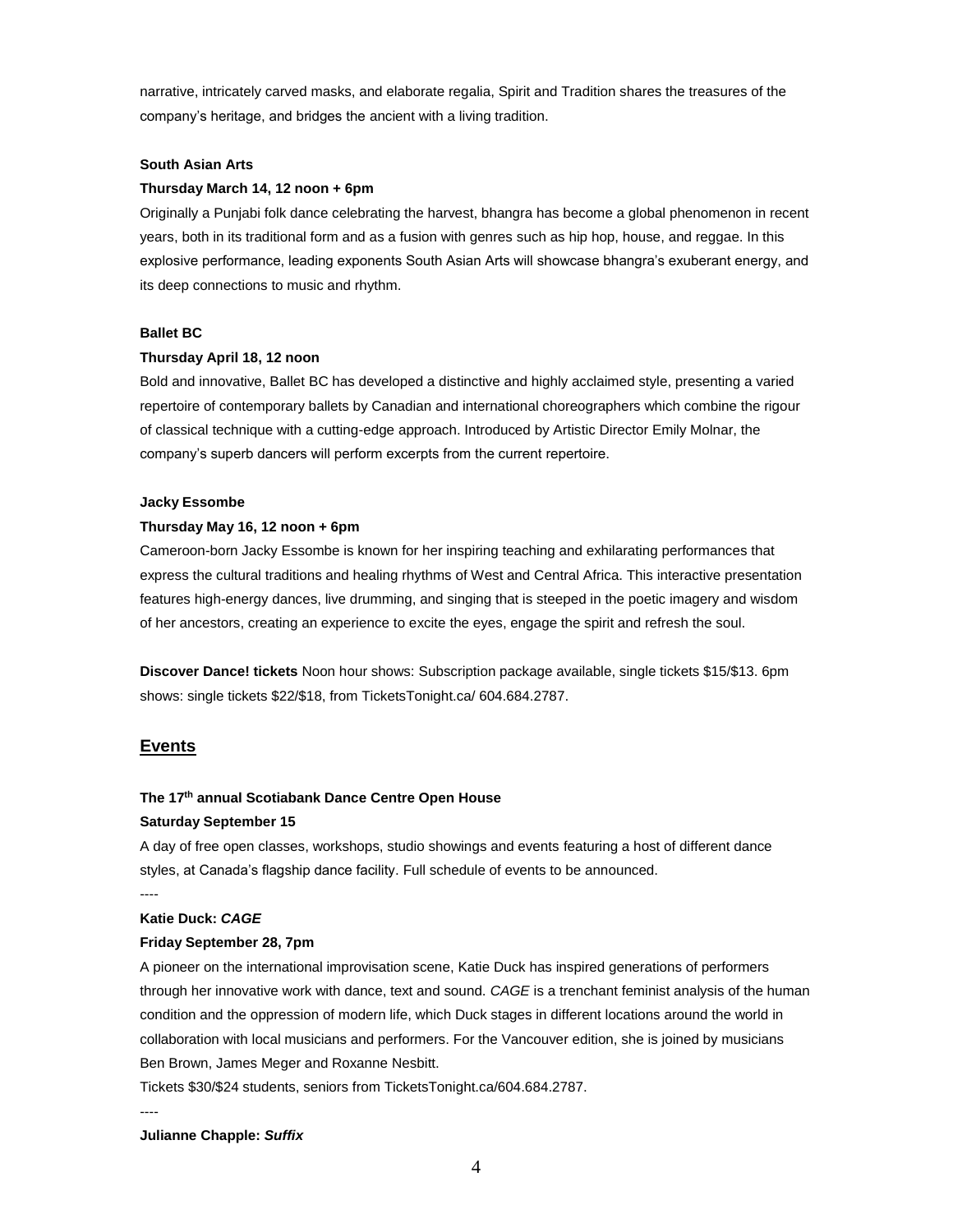narrative, intricately carved masks, and elaborate regalia, Spirit and Tradition shares the treasures of the company's heritage, and bridges the ancient with a living tradition.

**South Asian Arts**

**Thursday March 14, 12 noon + 6pm**

Originally a Punjabi folk dance celebrating the harvest, bhangra has become a global phenomenon in recent years, both in its traditional form and as a fusion with genres such as hip hop, house, and reggae. In this explosive performance, leading exponents South Asian Arts will showcase bhangra's exuberant energy, and its deep connections to music and rhythm.

**Ballet BC**

**Thursday April 18, 12 noon**

Bold and innovative, Ballet BC has developed a distinctive and highly acclaimed style, presenting a varied repertoire of contemporary ballets by Canadian and international choreographers which combine the rigour of classical technique with a cutting-edge approach. Introduced by Artistic Director Emily Molnar, the company's superb dancers will perform excerpts from the current repertoire.

**Jacky Essombe**

**Thursday May 16, 12 noon + 6pm**

Cameroon-born Jacky Essombe is known for her inspiring teaching and exhilarating performances that express the cultural traditions and healing rhythms of West and Central Africa. This interactive presentation features high-energy dances, live drumming, and singing that is steeped in the poetic imagery and wisdom of her ancestors, creating an experience to excite the eyes, engage the spirit and refresh the soul.

**Discover Dance! tickets** Noon hour shows: Subscription package available, single tickets $15/$13. 6pm shows: single tickets $22/$18, from TicketsTonight.ca/ 604.684.2787.

## Events

**The 17th annual Scotiabank Dance Centre Open House**

**Saturday September 15**

A day of free open classes, workshops, studio showings and events featuring a host of different dance styles, at Canada's flagship dance facility. Full schedule of events to be announced.

----

**Katie Duck: *CAGE***

**Friday September 28, 7pm**

A pioneer on the international improvisation scene, Katie Duck has inspired generations of performers through her innovative work with dance, text and sound. *CAGE* is a trenchant feminist analysis of the human condition and the oppression of modern life, which Duck stages in different locations around the world in collaboration with local musicians and performers. For the Vancouver edition, she is joined by musicians Ben Brown, James Meger and Roxanne Nesbitt.

Tickets $30/$24 students, seniors from TicketsTonight.ca/604.684.2787.

----

**Julianne Chapple: *Suffix***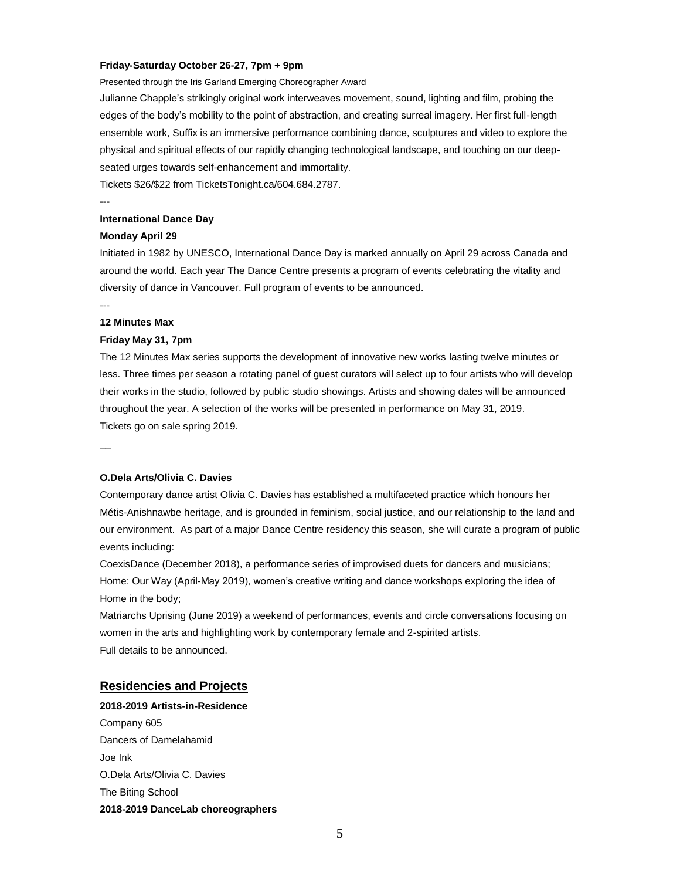**Friday-Saturday October 26-27, 7pm + 9pm**

Presented through the Iris Garland Emerging Choreographer Award

Julianne Chapple's strikingly original work interweaves movement, sound, lighting and film, probing the edges of the body's mobility to the point of abstraction, and creating surreal imagery. Her first full-length ensemble work, Suffix is an immersive performance combining dance, sculptures and video to explore the physical and spiritual effects of our rapidly changing technological landscape, and touching on our deep-seated urges towards self-enhancement and immortality.

Tickets $26/$22 from TicketsTonight.ca/604.684.2787.

**---**

**International Dance Day**

**Monday April 29**

Initiated in 1982 by UNESCO, International Dance Day is marked annually on April 29 across Canada and around the world. Each year The Dance Centre presents a program of events celebrating the vitality and diversity of dance in Vancouver. Full program of events to be announced.

---

**12 Minutes Max**

**Friday May 31, 7pm**

The 12 Minutes Max series supports the development of innovative new works lasting twelve minutes or less. Three times per season a rotating panel of guest curators will select up to four artists who will develop their works in the studio, followed by public studio showings. Artists and showing dates will be announced throughout the year. A selection of the works will be presented in performance on May 31, 2019.

Tickets go on sale spring 2019.

—

**O.Dela Arts/Olivia C. Davies**

Contemporary dance artist Olivia C. Davies has established a multifaceted practice which honours her Métis-Anishnawbe heritage, and is grounded in feminism, social justice, and our relationship to the land and our environment. As part of a major Dance Centre residency this season, she will curate a program of public events including:

CoexisDance (December 2018), a performance series of improvised duets for dancers and musicians;

Home: Our Way (April-May 2019), women's creative writing and dance workshops exploring the idea of Home in the body;

Matriarchs Uprising (June 2019) a weekend of performances, events and circle conversations focusing on women in the arts and highlighting work by contemporary female and 2-spirited artists.

Full details to be announced.

## Residencies and Projects

**2018-2019 Artists-in-Residence**

Company 605

Dancers of Damelahamid

Joe Ink

O.Dela Arts/Olivia C. Davies

The Biting School

**2018-2019 DanceLab choreographers**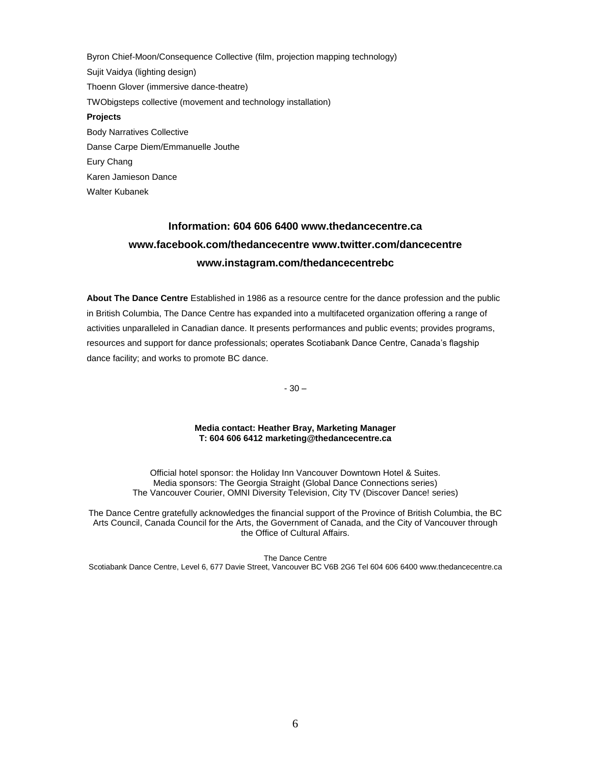Byron Chief-Moon/Consequence Collective (film, projection mapping technology)

Sujit Vaidya (lighting design)

Thoenn Glover (immersive dance-theatre)

TWObigsteps collective (movement and technology installation)

**Projects**

Body Narratives Collective

Danse Carpe Diem/Emmanuelle Jouthe

Eury Chang

Karen Jamieson Dance

Walter Kubanek

**Information: 604 606 6400 www.thedancecentre.ca**
**www.facebook.com/thedancecentre www.twitter.com/dancecentre**
**www.instagram.com/thedancecentrebc**

**About The Dance Centre** Established in 1986 as a resource centre for the dance profession and the public in British Columbia, The Dance Centre has expanded into a multifaceted organization offering a range of activities unparalleled in Canadian dance. It presents performances and public events; provides programs, resources and support for dance professionals; operates Scotiabank Dance Centre, Canada's flagship dance facility; and works to promote BC dance.

\- 30 –

**Media contact: Heather Bray, Marketing Manager**
**T: 604 606 6412 marketing@thedancecentre.ca**

Official hotel sponsor: the Holiday Inn Vancouver Downtown Hotel & Suites.
Media sponsors: The Georgia Straight (Global Dance Connections series)
The Vancouver Courier, OMNI Diversity Television, City TV (Discover Dance! series)

The Dance Centre gratefully acknowledges the financial support of the Province of British Columbia, the BC Arts Council, Canada Council for the Arts, the Government of Canada, and the City of Vancouver through the Office of Cultural Affairs.

The Dance Centre
Scotiabank Dance Centre, Level 6, 677 Davie Street, Vancouver BC V6B 2G6 Tel 604 606 6400 www.thedancecentre.ca